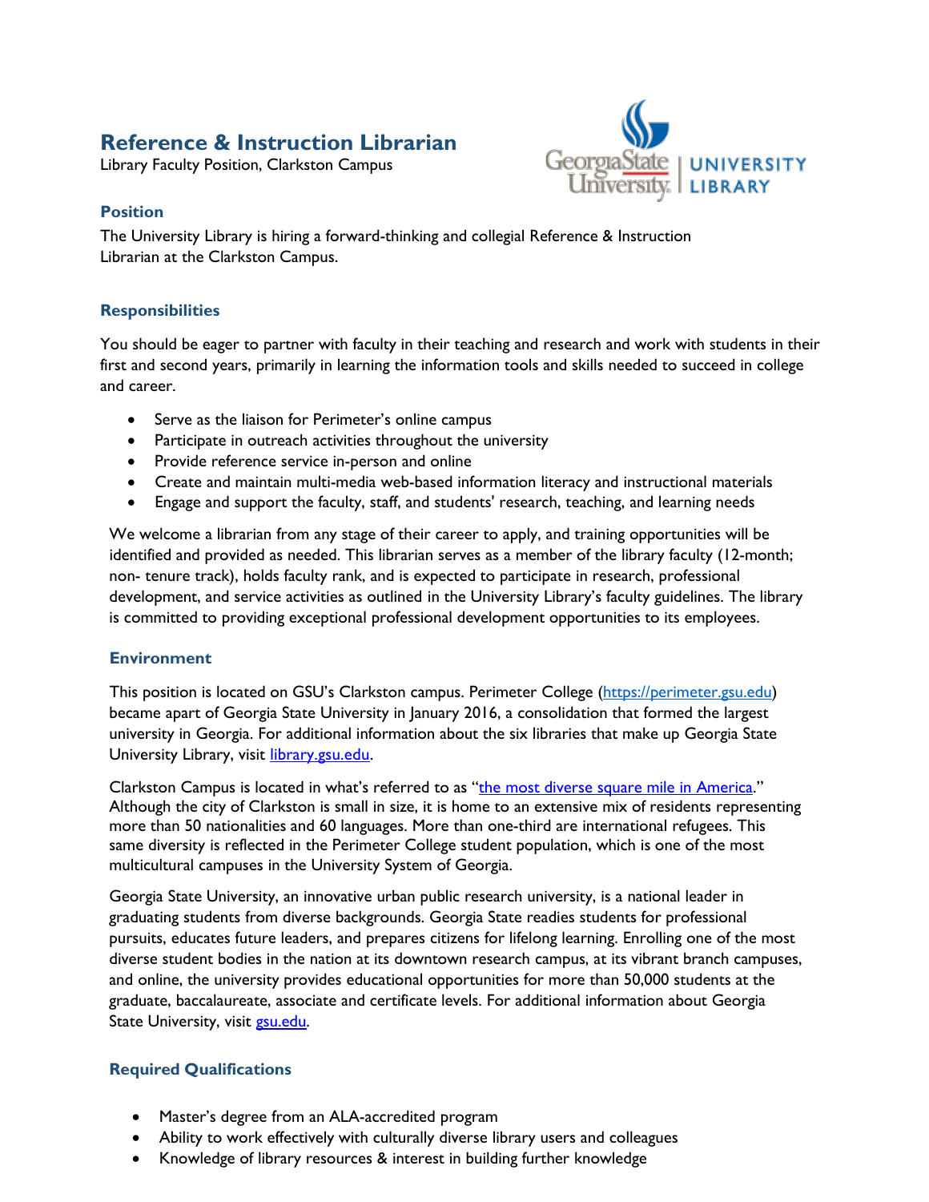# Reference & Instruction Librarian

Library Faculty Position, Clarkston Campus

## Position

The University Library is hiring a forward-thinking and collegial Reference & Instruction Librarian at the Clarkston Campus.

## Responsibilities

You should be eager to partner with faculty in their teaching and research and work with students in their first and second years, primarily in learning the information tools and skills needed to succeed in college and career.

- Serve as the liaison for Perimeter's online campus
- Participate in outreach activities throughout the university
- Provide reference service in-person and online
- Create and maintain multi-media web-based information literacy and instructional materials
- Engage and support the faculty, staff, and students' research, teaching, and learning needs

We welcome a librarian from any stage of their career to apply, and training opportunities will be identified and provided as needed. This librarian serves as a member of the library faculty (12-month; non- tenure track), holds faculty rank, and is expected to participate in research, professional development, and service activities as outlined in the University Library's faculty guidelines. The library is committed to providing exceptional professional development opportunities to its employees.

## Environment

This position is located on GSU's Clarkston campus. Perimeter College (https://perimeter.gsu.edu) became apart of Georgia State University in January 2016, a consolidation that formed the largest university in Georgia. For additional information about the six libraries that make up Georgia State University Library, visit library.gsu.edu.

Clarkston Campus is located in what's referred to as "the most diverse square mile in America." Although the city of Clarkston is small in size, it is home to an extensive mix of residents representing more than 50 nationalities and 60 languages. More than one-third are international refugees. This same diversity is reflected in the Perimeter College student population, which is one of the most multicultural campuses in the University System of Georgia.

Georgia State University, an innovative urban public research university, is a national leader in graduating students from diverse backgrounds. Georgia State readies students for professional pursuits, educates future leaders, and prepares citizens for lifelong learning. Enrolling one of the most diverse student bodies in the nation at its downtown research campus, at its vibrant branch campuses, and online, the university provides educational opportunities for more than 50,000 students at the graduate, baccalaureate, associate and certificate levels. For additional information about Georgia State University, visit gsu.edu.

## Required Qualifications

- Master's degree from an ALA-accredited program
- Ability to work effectively with culturally diverse library users and colleagues
- Knowledge of library resources & interest in building further knowledge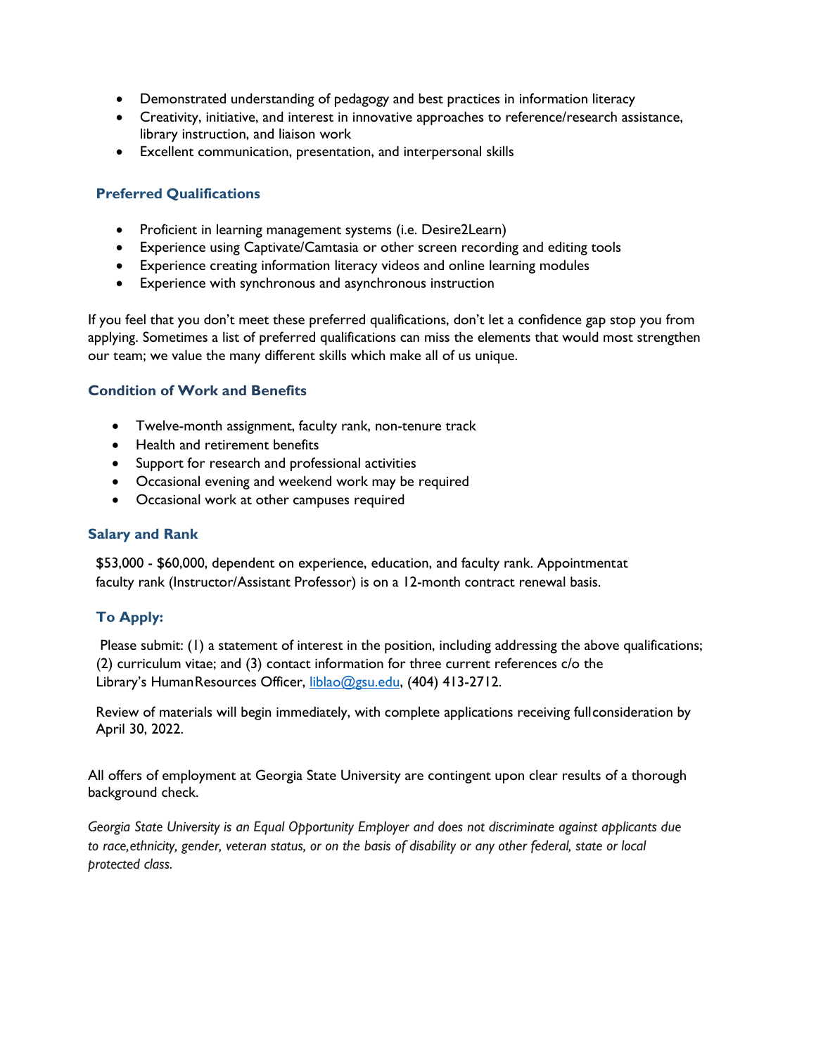- Demonstrated understanding of pedagogy and best practices in information literacy
- Creativity, initiative, and interest in innovative approaches to reference/research assistance, library instruction, and liaison work
- Excellent communication, presentation, and interpersonal skills

### Preferred Qualifications

- Proficient in learning management systems (i.e. Desire2Learn)
- Experience using Captivate/Camtasia or other screen recording and editing tools
- Experience creating information literacy videos and online learning modules
- Experience with synchronous and asynchronous instruction

If you feel that you don't meet these preferred qualifications, don't let a confidence gap stop you from applying. Sometimes a list of preferred qualifications can miss the elements that would most strengthen our team; we value the many different skills which make all of us unique.

### Condition of Work and Benefits

- Twelve-month assignment, faculty rank, non-tenure track
- Health and retirement benefits
- Support for research and professional activities
- Occasional evening and weekend work may be required
- Occasional work at other campuses required

### Salary and Rank

$53,000 - $60,000, dependent on experience, education, and faculty rank. Appointmentat faculty rank (Instructor/Assistant Professor) is on a 12-month contract renewal basis.

### To Apply:

Please submit: (1) a statement of interest in the position, including addressing the above qualifications; (2) curriculum vitae; and (3) contact information for three current references c/o the Library's HumanResources Officer, liblao@gsu.edu, (404) 413-2712.

Review of materials will begin immediately, with complete applications receiving fullconsideration by April 30, 2022.

All offers of employment at Georgia State University are contingent upon clear results of a thorough background check.

*Georgia State University is an Equal Opportunity Employer and does not discriminate against applicants due to race,ethnicity, gender, veteran status, or on the basis of disability or any other federal, state or local protected class.*